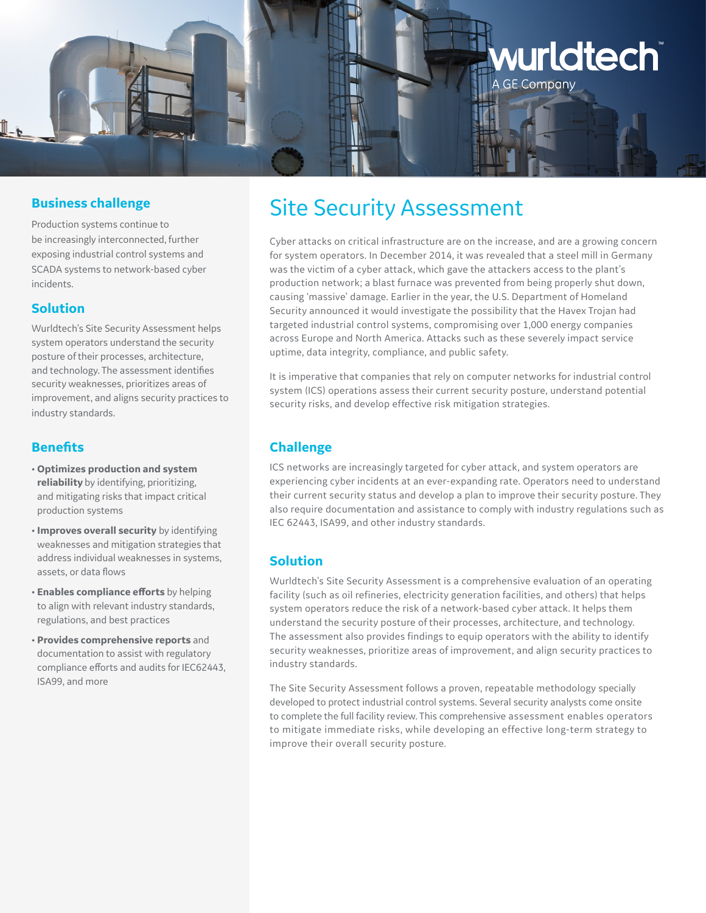wurldtech
A GE Company

# Site Security Assessment

Cyber attacks on critical infrastructure are on the increase, and are a growing concern for system operators. In December 2014, it was revealed that a steel mill in Germany was the victim of a cyber attack, which gave the attackers access to the plant's production network; a blast furnace was prevented from being properly shut down, causing 'massive' damage. Earlier in the year, the U.S. Department of Homeland Security announced it would investigate the possibility that the Havex Trojan had targeted industrial control systems, compromising over 1,000 energy companies across Europe and North America. Attacks such as these severely impact service uptime, data integrity, compliance, and public safety.

It is imperative that companies that rely on computer networks for industrial control system (ICS) operations assess their current security posture, understand potential security risks, and develop effective risk mitigation strategies.

## Challenge

ICS networks are increasingly targeted for cyber attack, and system operators are experiencing cyber incidents at an ever-expanding rate. Operators need to understand their current security status and develop a plan to improve their security posture. They also require documentation and assistance to comply with industry regulations such as IEC 62443, ISA99, and other industry standards.

## Solution

Wurldtech's Site Security Assessment is a comprehensive evaluation of an operating facility (such as oil refineries, electricity generation facilities, and others) that helps system operators reduce the risk of a network-based cyber attack. It helps them understand the security posture of their processes, architecture, and technology. The assessment also provides findings to equip operators with the ability to identify security weaknesses, prioritize areas of improvement, and align security practices to industry standards.

The Site Security Assessment follows a proven, repeatable methodology specially developed to protect industrial control systems. Several security analysts come onsite to complete the full facility review. This comprehensive assessment enables operators to mitigate immediate risks, while developing an effective long-term strategy to improve their overall security posture.

## Business challenge

Production systems continue to be increasingly interconnected, further exposing industrial control systems and SCADA systems to network-based cyber incidents.

## Solution

Wurldtech's Site Security Assessment helps system operators understand the security posture of their processes, architecture, and technology. The assessment identifies security weaknesses, prioritizes areas of improvement, and aligns security practices to industry standards.

## Benefits

- **Optimizes production and system reliability** by identifying, prioritizing, and mitigating risks that impact critical production systems
- **Improves overall security** by identifying weaknesses and mitigation strategies that address individual weaknesses in systems, assets, or data flows
- **Enables compliance efforts** by helping to align with relevant industry standards, regulations, and best practices
- **Provides comprehensive reports** and documentation to assist with regulatory compliance efforts and audits for IEC62443, ISA99, and more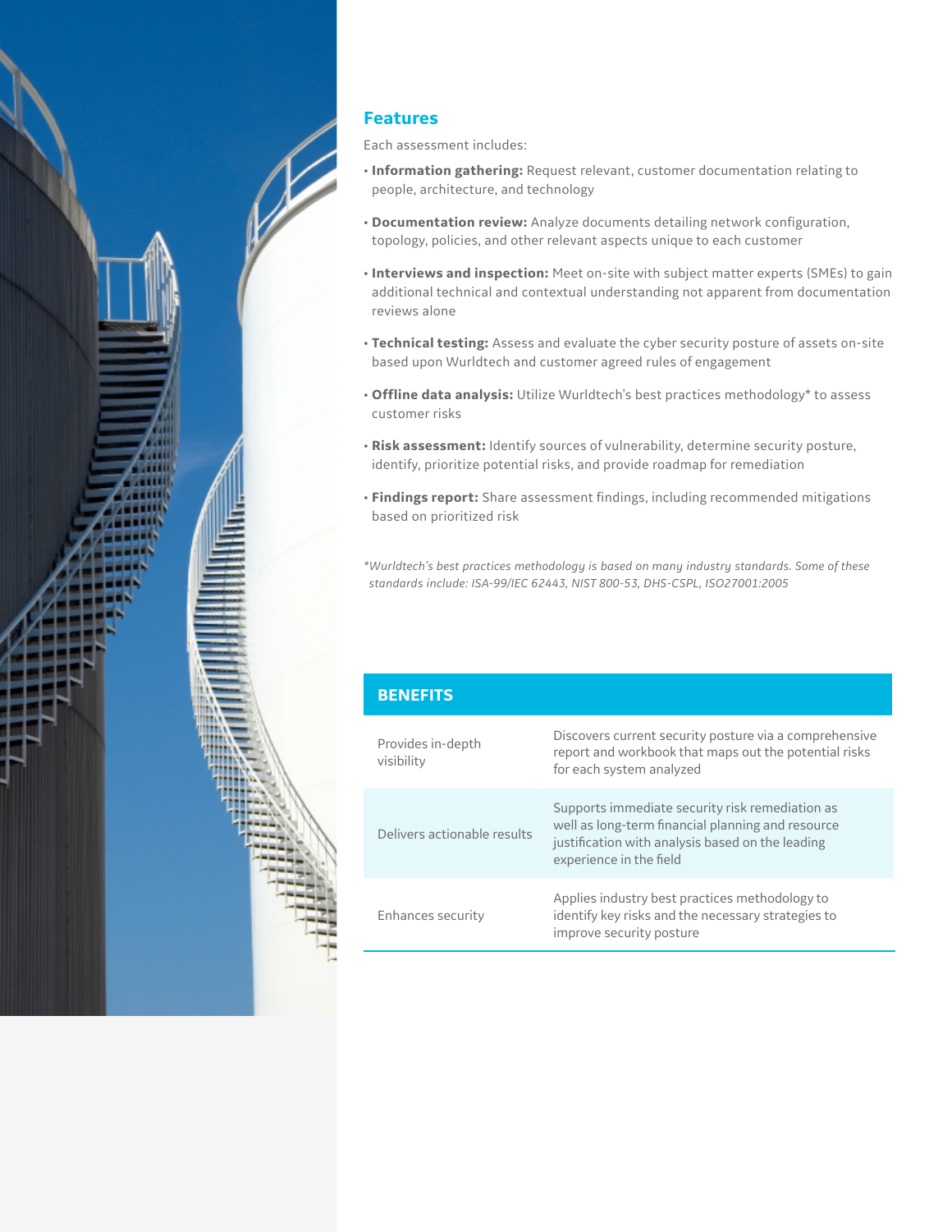## Features

Each assessment includes:

- **Information gathering:** Request relevant, customer documentation relating to people, architecture, and technology
- **Documentation review:** Analyze documents detailing network configuration, topology, policies, and other relevant aspects unique to each customer
- **Interviews and inspection:** Meet on-site with subject matter experts (SMEs) to gain additional technical and contextual understanding not apparent from documentation reviews alone
- **Technical testing:** Assess and evaluate the cyber security posture of assets on-site based upon Wurldtech and customer agreed rules of engagement
- **Offline data analysis:** Utilize Wurldtech's best practices methodology* to assess customer risks
- **Risk assessment:** Identify sources of vulnerability, determine security posture, identify, prioritize potential risks, and provide roadmap for remediation
- **Findings report:** Share assessment findings, including recommended mitigations based on prioritized risk

*\*Wurldtech's best practices methodology is based on many industry standards. Some of these standards include: ISA-99/IEC 62443, NIST 800-53, DHS-CSPL, ISO27001:2005*

| BENEFITS | |
|---|---|
| Provides in-depth visibility | Discovers current security posture via a comprehensive report and workbook that maps out the potential risks for each system analyzed |
| Delivers actionable results | Supports immediate security risk remediation as well as long-term financial planning and resource justification with analysis based on the leading experience in the field |
| Enhances security | Applies industry best practices methodology to identify key risks and the necessary strategies to improve security posture |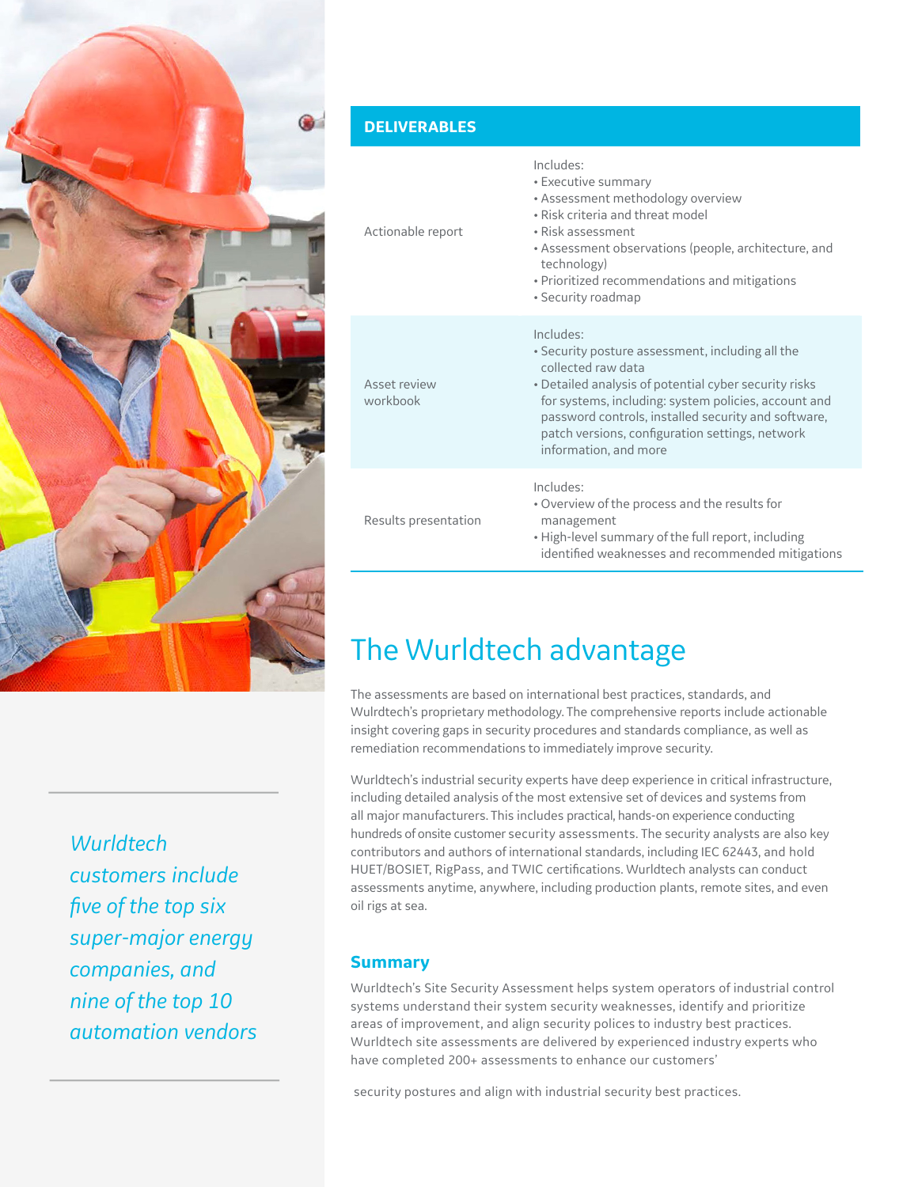## DELIVERABLES

| | |
|---|---|
| Actionable report | Includes:<br>• Executive summary<br>• Assessment methodology overview<br>• Risk criteria and threat model<br>• Risk assessment<br>• Assessment observations (people, architecture, and technology)<br>• Prioritized recommendations and mitigations<br>• Security roadmap |
| Asset review workbook | Includes:<br>• Security posture assessment, including all the collected raw data<br>• Detailed analysis of potential cyber security risks for systems, including: system policies, account and password controls, installed security and software, patch versions, configuration settings, network information, and more |
| Results presentation | Includes:<br>• Overview of the process and the results for management<br>• High-level summary of the full report, including identified weaknesses and recommended mitigations |

*Wurldtech customers include five of the top six super-major energy companies, and nine of the top 10 automation vendors*

# The Wurldtech advantage

The assessments are based on international best practices, standards, and Wulrdtech's proprietary methodology. The comprehensive reports include actionable insight covering gaps in security procedures and standards compliance, as well as remediation recommendations to immediately improve security.

Wurldtech's industrial security experts have deep experience in critical infrastructure, including detailed analysis of the most extensive set of devices and systems from all major manufacturers. This includes practical, hands-on experience conducting hundreds of onsite customer security assessments. The security analysts are also key contributors and authors of international standards, including IEC 62443, and hold HUET/BOSIET, RigPass, and TWIC certifications. Wurldtech analysts can conduct assessments anytime, anywhere, including production plants, remote sites, and even oil rigs at sea.

## Summary

Wurldtech's Site Security Assessment helps system operators of industrial control systems understand their system security weaknesses, identify and prioritize areas of improvement, and align security polices to industry best practices. Wurldtech site assessments are delivered by experienced industry experts who have completed 200+ assessments to enhance our customers' security postures and align with industrial security best practices.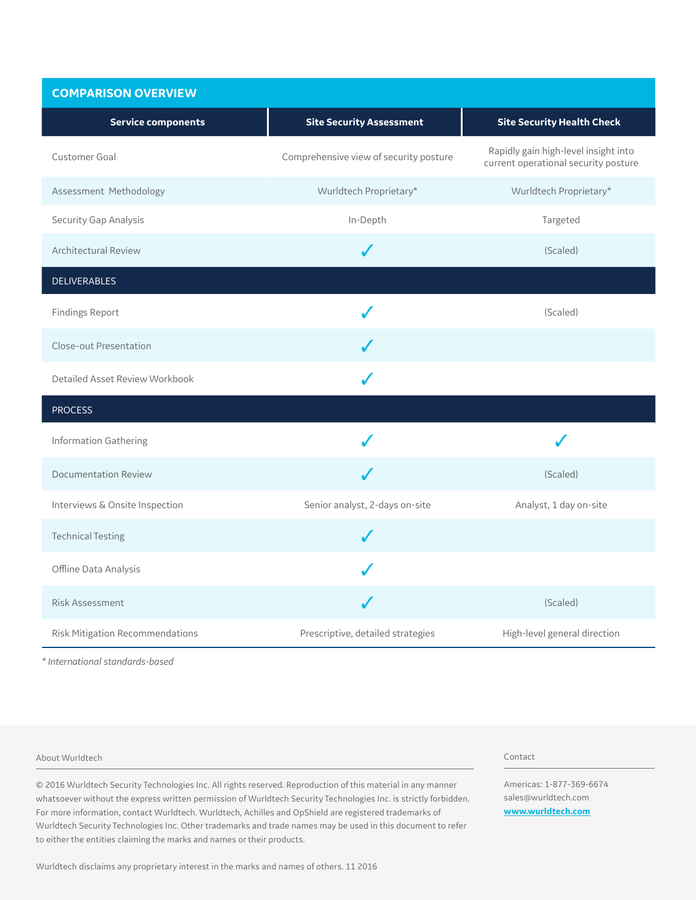## COMPARISON OVERVIEW

| Service components | Site Security Assessment | Site Security Health Check |
|---|---|---|
| Customer Goal | Comprehensive view of security posture | Rapidly gain high-level insight into current operational security posture |
| Assessment Methodology | Wurldtech Proprietary* | Wurldtech Proprietary* |
| Security Gap Analysis | In-Depth | Targeted |
| Architectural Review | ✓ | (Scaled) |
| **DELIVERABLES** | | |
| Findings Report | ✓ | (Scaled) |
| Close-out Presentation | ✓ | |
| Detailed Asset Review Workbook | ✓ | |
| **PROCESS** | | |
| Information Gathering | ✓ | ✓ |
| Documentation Review | ✓ | (Scaled) |
| Interviews & Onsite Inspection | Senior analyst, 2-days on-site | Analyst, 1 day on-site |
| Technical Testing | ✓ | |
| Offline Data Analysis | ✓ | |
| Risk Assessment | ✓ | (Scaled) |
| Risk Mitigation Recommendations | Prescriptive, detailed strategies | High-level general direction |

*\* International standards-based*

About Wurldtech

© 2016 Wurldtech Security Technologies Inc. All rights reserved. Reproduction of this material in any manner whatsoever without the express written permission of Wurldtech Security Technologies Inc. is strictly forbidden. For more information, contact Wurldtech. Wurldtech, Achilles and OpShield are registered trademarks of Wurldtech Security Technologies Inc. Other trademarks and trade names may be used in this document to refer to either the entities claiming the marks and names or their products.

Wurldtech disclaims any proprietary interest in the marks and names of others. 11 2016

Contact

Americas: 1-877-369-6674
sales@wurldtech.com
**www.wurldtech.com**